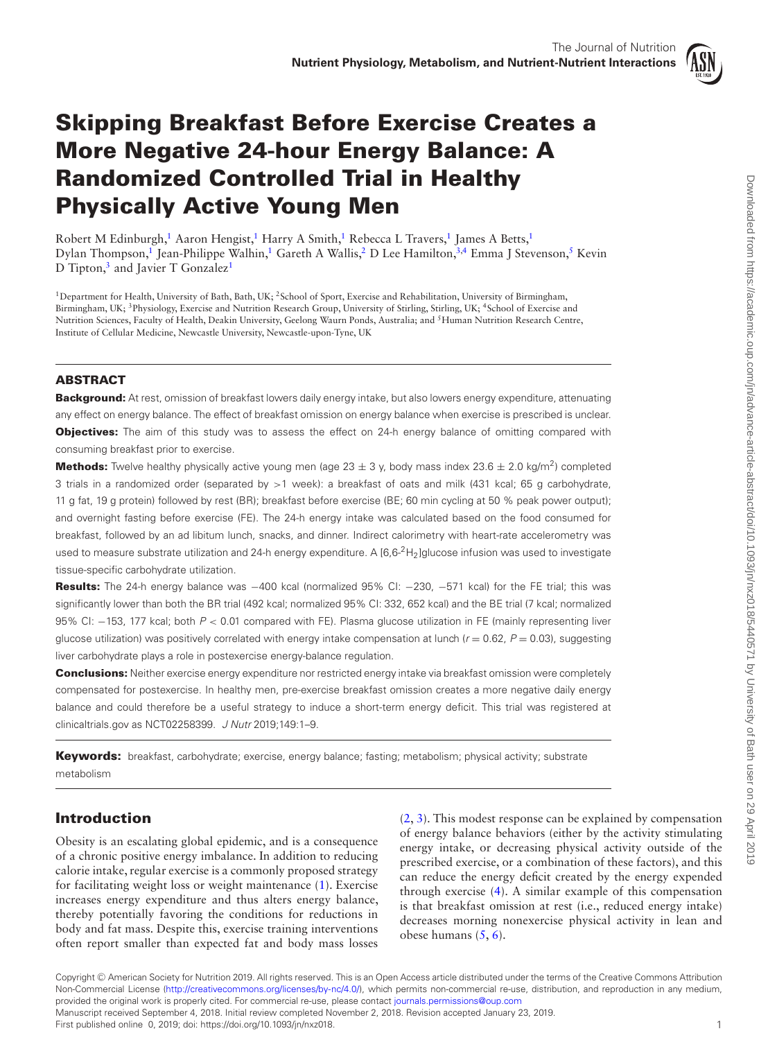# Skipping Breakfast Before Exercise Creates a More Negative 24-hour Energy Balance: A Randomized Controlled Trial in Healthy Physically Active Young Men

Robert M Edinburgh,[1] Aaron Hengist,[1] Harry A Smith,[1] Rebecca L Travers,[1] James A Betts,[1] Dylan Thompson,[1] Jean-Philippe Walhin,[1] Gareth A Wallis,[2] D Lee Hamilton,[3,4] Emma J Stevenson,[5] Kevin D Tipton,[3] and Javier T Gonzalez[1]

[1]Department for Health, University of Bath, Bath, UK; [2]School of Sport, Exercise and Rehabilitation, University of Birmingham, Birmingham, UK; [3]Physiology, Exercise and Nutrition Research Group, University of Stirling, Stirling, UK; [4]School of Exercise and Nutrition Sciences, Faculty of Health, Deakin University, Geelong Waurn Ponds, Australia; and [5]Human Nutrition Research Centre, Institute of Cellular Medicine, Newcastle University, Newcastle-upon-Tyne, UK

## ABSTRACT

**Background:** At rest, omission of breakfast lowers daily energy intake, but also lowers energy expenditure, attenuating any effect on energy balance. The effect of breakfast omission on energy balance when exercise is prescribed is unclear.

**Objectives:** The aim of this study was to assess the effect on 24-h energy balance of omitting compared with consuming breakfast prior to exercise.

**Methods:** Twelve healthy physically active young men (age 23 ± 3 y, body mass index 23.6 ± 2.0 kg/m$^2$) completed 3 trials in a randomized order (separated by >1 week): a breakfast of oats and milk (431 kcal; 65 g carbohydrate, 11 g fat, 19 g protein) followed by rest (BR); breakfast before exercise (BE; 60 min cycling at 50 % peak power output); and overnight fasting before exercise (FE). The 24-h energy intake was calculated based on the food consumed for breakfast, followed by an ad libitum lunch, snacks, and dinner. Indirect calorimetry with heart-rate accelerometry was used to measure substrate utilization and 24-h energy expenditure. A [6,6-$^2H_2$]glucose infusion was used to investigate tissue-specific carbohydrate utilization.

**Results:** The 24-h energy balance was −400 kcal (normalized 95% CI: −230, −571 kcal) for the FE trial; this was significantly lower than both the BR trial (492 kcal; normalized 95% CI: 332, 652 kcal) and the BE trial (7 kcal; normalized 95% CI: −153, 177 kcal; both $P < 0.01$ compared with FE). Plasma glucose utilization in FE (mainly representing liver glucose utilization) was positively correlated with energy intake compensation at lunch ($r = 0.62$, $P = 0.03$), suggesting liver carbohydrate plays a role in postexercise energy-balance regulation.

**Conclusions:** Neither exercise energy expenditure nor restricted energy intake via breakfast omission were completely compensated for postexercise. In healthy men, pre-exercise breakfast omission creates a more negative daily energy balance and could therefore be a useful strategy to induce a short-term energy deficit. This trial was registered at clinicaltrials.gov as NCT02258399. *J Nutr* 2019;149:1–9.

**Keywords:** breakfast, carbohydrate; exercise, energy balance; fasting; metabolism; physical activity; substrate metabolism

## Introduction

Obesity is an escalating global epidemic, and is a consequence of a chronic positive energy imbalance. In addition to reducing calorie intake, regular exercise is a commonly proposed strategy for facilitating weight loss or weight maintenance (1). Exercise increases energy expenditure and thus alters energy balance, thereby potentially favoring the conditions for reductions in body and fat mass. Despite this, exercise training interventions often report smaller than expected fat and body mass losses (2, 3). This modest response can be explained by compensation of energy balance behaviors (either by the activity stimulating energy intake, or decreasing physical activity outside of the prescribed exercise, or a combination of these factors), and this can reduce the energy deficit created by the energy expended through exercise (4). A similar example of this compensation is that breakfast omission at rest (i.e., reduced energy intake) decreases morning nonexercise physical activity in lean and obese humans (5, 6).

Copyright © American Society for Nutrition 2019. All rights reserved. This is an Open Access article distributed under the terms of the Creative Commons Attribution Non-Commercial License (http://creativecommons.org/licenses/by-nc/4.0/), which permits non-commercial re-use, distribution, and reproduction in any medium, provided the original work is properly cited. For commercial re-use, please contact journals.permissions@oup.com

Manuscript received September 4, 2018. Initial review completed November 2, 2018. Revision accepted January 23, 2019.

First published online 0, 2019; doi: https://doi.org/10.1093/jn/nxz018.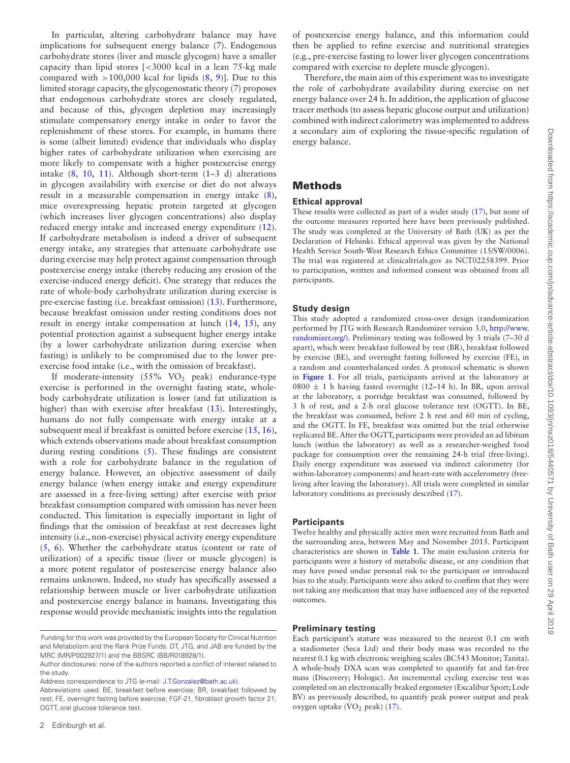In particular, altering carbohydrate balance may have implications for subsequent energy balance (7). Endogenous carbohydrate stores (liver and muscle glycogen) have a smaller capacity than lipid stores [<3000 kcal in a lean 75-kg male compared with >100,000 kcal for lipids (8, 9)]. Due to this limited storage capacity, the glycogenostatic theory (7) proposes that endogenous carbohydrate stores are closely regulated, and because of this, glycogen depletion may increasingly stimulate compensatory energy intake in order to favor the replenishment of these stores. For example, in humans there is some (albeit limited) evidence that individuals who display higher rates of carbohydrate utilization when exercising are more likely to compensate with a higher postexercise energy intake (8, 10, 11). Although short-term (1–3 d) alterations in glycogen availability with exercise or diet do not always result in a measurable compensation in energy intake (8), mice overexpressing hepatic protein targeted at glycogen (which increases liver glycogen concentrations) also display reduced energy intake and increased energy expenditure (12). If carbohydrate metabolism is indeed a driver of subsequent energy intake, any strategies that attenuate carbohydrate use during exercise may help protect against compensation through postexercise energy intake (thereby reducing any erosion of the exercise-induced energy deficit). One strategy that reduces the rate of whole-body carbohydrate utilization during exercise is pre-exercise fasting (i.e. breakfast omission) (13). Furthermore, because breakfast omission under resting conditions does not result in energy intake compensation at lunch (14, 15), any potential protection against a subsequent higher energy intake (by a lower carbohydrate utilization during exercise when fasting) is unlikely to be compromised due to the lower pre-exercise food intake (i.e., with the omission of breakfast).

If moderate-intensity (55% $VO_2$ peak) endurance-type exercise is performed in the overnight fasting state, whole-body carbohydrate utilization is lower (and fat utilization is higher) than with exercise after breakfast (13). Interestingly, humans do not fully compensate with energy intake at a subsequent meal if breakfast is omitted before exercise (15, 16), which extends observations made about breakfast consumption during resting conditions (5). These findings are consistent with a role for carbohydrate balance in the regulation of energy balance. However, an objective assessment of daily energy balance (when energy intake and energy expenditure are assessed in a free-living setting) after exercise with prior breakfast consumption compared with omission has never been conducted. This limitation is especially important in light of findings that the omission of breakfast at rest decreases light intensity (i.e., non-exercise) physical activity energy expenditure (5, 6). Whether the carbohydrate status (content or rate of utilization) of a specific tissue (liver or muscle glycogen) is a more potent regulator of postexercise energy balance also remains unknown. Indeed, no study has specifically assessed a relationship between muscle or liver carbohydrate utilization and postexercise energy balance in humans. Investigating this response would provide mechanistic insights into the regulation of postexercise energy balance, and this information could then be applied to refine exercise and nutritional strategies (e.g., pre-exercise fasting to lower liver glycogen concentrations compared with exercise to deplete muscle glycogen).

Therefore, the main aim of this experiment was to investigate the role of carbohydrate availability during exercise on net energy balance over 24 h. In addition, the application of glucose tracer methods (to assess hepatic glucose output and utilization) combined with indirect calorimetry was implemented to address a secondary aim of exploring the tissue-specific regulation of energy balance.

## Methods

### Ethical approval

These results were collected as part of a wider study (17), but none of the outcome measures reported here have been previously published. The study was completed at the University of Bath (UK) as per the Declaration of Helsinki. Ethical approval was given by the National Health Service South-West Research Ethics Committee (15/SW/0006). The trial was registered at clinicaltrials.gov as NCT02258399. Prior to participation, written and informed consent was obtained from all participants.

### Study design

This study adopted a randomized cross-over design (randomization performed by JTG with Research Randomizer version 3.0, http://www.randomizer.org/). Preliminary testing was followed by 3 trials (7–30 d apart), which were breakfast followed by rest (BR), breakfast followed by exercise (BE), and overnight fasting followed by exercise (FE), in a random and counterbalanced order. A protocol schematic is shown in **Figure 1**. For all trials, participants arrived at the laboratory at 0800 ± 1 h having fasted overnight (12–14 h). In BR, upon arrival at the laboratory, a porridge breakfast was consumed, followed by 3 h of rest, and a 2-h oral glucose tolerance test (OGTT). In BE, the breakfast was consumed, before 2 h rest and 60 min of cycling, and the OGTT. In FE, breakfast was omitted but the trial otherwise replicated BE. After the OGTT, participants were provided an ad libitum lunch (within the laboratory) as well as a researcher-weighed food package for consumption over the remaining 24-h trial (free-living). Daily energy expenditure was assessed via indirect calorimetry (for within-laboratory components) and heart-rate with accelerometry (free-living after leaving the laboratory). All trials were completed in similar laboratory conditions as previously described (17).

### Participants

Twelve healthy and physically active men were recruited from Bath and the surrounding area, between May and November 2015. Participant characteristics are shown in **Table 1**. The main exclusion criteria for participants were a history of metabolic disease, or any condition that may have posed undue personal risk to the participant or introduced bias to the study. Participants were also asked to confirm that they were not taking any medication that may have influenced any of the reported outcomes.

### Preliminary testing

Each participant's stature was measured to the nearest 0.1 cm with a stadiometer (Seca Ltd) and their body mass was recorded to the nearest 0.1 kg with electronic weighing scales (BC543 Monitor; Tanita). A whole-body DXA scan was completed to quantify fat and fat-free mass (Discovery; Hologic). An incremental cycling exercise test was completed on an electronically braked ergometer (Excalibur Sport; Lode BV) as previously described, to quantify peak power output and peak oxygen uptake ($VO_2$ peak) (17).

Funding for this work was provided by the European Society for Clinical Nutrition and Metabolism and the Rank Prize Funds. DT, JTG, and JAB are funded by the MRC (MR/P002927/1) and the BBSRC (BB/R018928/1).

Author disclosures: none of the authors reported a conflict of interest related to the study.

Address correspondence to JTG (e-mail: J.T.Gonzalez@bath.ac.uk).

Abbreviations used: BE, breakfast before exercise; BR, breakfast followed by rest; FE, overnight fasting before exercise; FGF-21, fibroblast growth factor 21; OGTT, oral glucose tolerance test.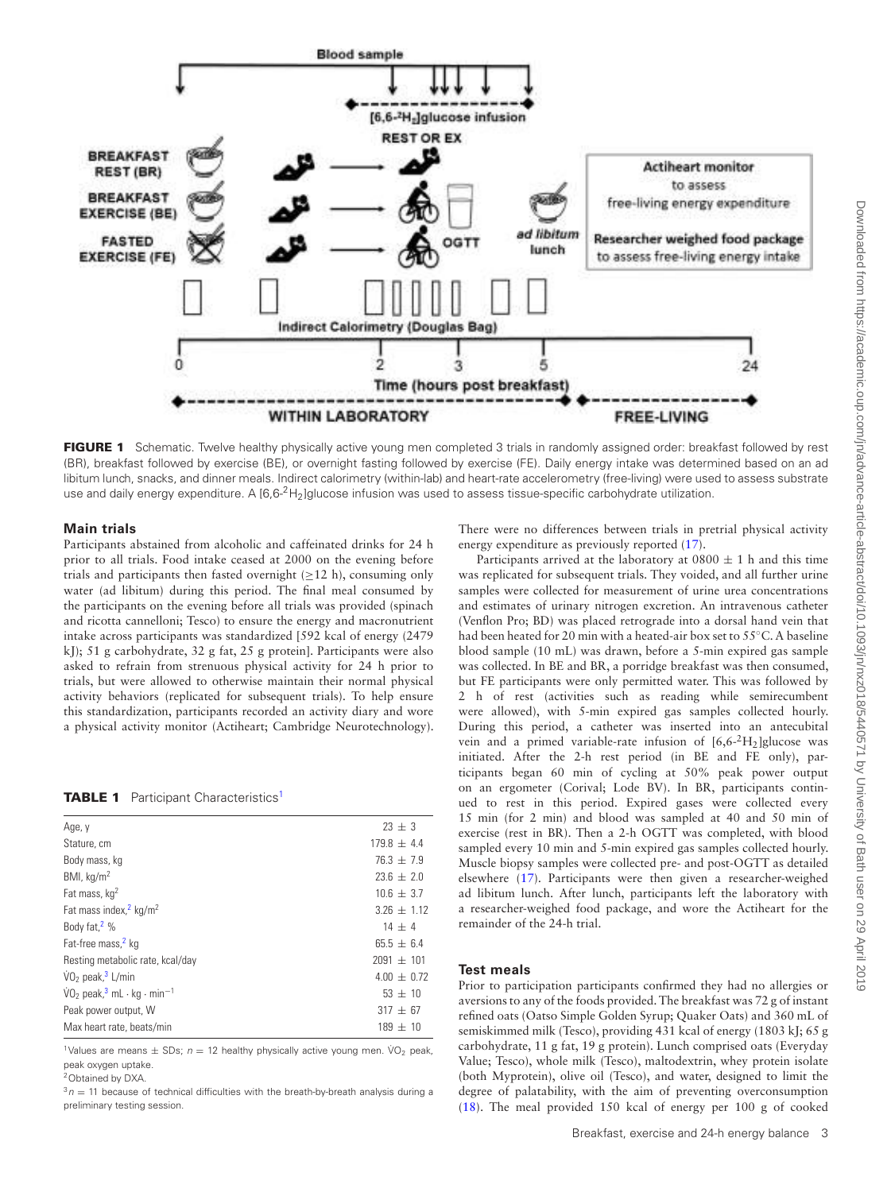**FIGURE 1** Schematic. Twelve healthy physically active young men completed 3 trials in randomly assigned order: breakfast followed by rest (BR), breakfast followed by exercise (BE), or overnight fasting followed by exercise (FE). Daily energy intake was determined based on an ad libitum lunch, snacks, and dinner meals. Indirect calorimetry (within-lab) and heart-rate accelerometry (free-living) were used to assess substrate use and daily energy expenditure. A [6,6-$^2H_2$]glucose infusion was used to assess tissue-specific carbohydrate utilization.

### Main trials

Participants abstained from alcoholic and caffeinated drinks for 24 h prior to all trials. Food intake ceased at 2000 on the evening before trials and participants then fasted overnight (≥12 h), consuming only water (ad libitum) during this period. The final meal consumed by the participants on the evening before all trials was provided (spinach and ricotta cannelloni; Tesco) to ensure the energy and macronutrient intake across participants was standardized [592 kcal of energy (2479 kJ); 51 g carbohydrate, 32 g fat, 25 g protein]. Participants were also asked to refrain from strenuous physical activity for 24 h prior to trials, but were allowed to otherwise maintain their normal physical activity behaviors (replicated for subsequent trials). To help ensure this standardization, participants recorded an activity diary and wore a physical activity monitor (Actiheart; Cambridge Neurotechnology).

**TABLE 1** Participant Characteristics[1]

| | |
|---|---|
| Age, y | 23 ± 3 |
| Stature, cm | 179.8 ± 4.4 |
| Body mass, kg | 76.3 ± 7.9 |
| BMI, kg/m$^2$ | 23.6 ± 2.0 |
| Fat mass, kg[2] | 10.6 ± 3.7 |
| Fat mass index,[2] kg/m$^2$ | 3.26 ± 1.12 |
| Body fat,[2] % | 14 ± 4 |
| Fat-free mass,[2] kg | 65.5 ± 6.4 |
| Resting metabolic rate, kcal/day | 2091 ± 101 |
| $\dot{V}O_2$ peak,[3] L/min | 4.00 ± 0.72 |
| $\dot{V}O_2$ peak,[3] mL · kg · min$^{-1}$ | 53 ± 10 |
| Peak power output, W | 317 ± 67 |
| Max heart rate, beats/min | 189 ± 10 |

[1]Values are means ± SDs; $n = 12$ healthy physically active young men. $\dot{V}O_2$ peak, peak oxygen uptake.
[2]Obtained by DXA.
[3]$n = 11$ because of technical difficulties with the breath-by-breath analysis during a preliminary testing session.

There were no differences between trials in pretrial physical activity energy expenditure as previously reported (17).

Participants arrived at the laboratory at 0800 ± 1 h and this time was replicated for subsequent trials. They voided, and all further urine samples were collected for measurement of urine urea concentrations and estimates of urinary nitrogen excretion. An intravenous catheter (Venflon Pro; BD) was placed retrograde into a dorsal hand vein that had been heated for 20 min with a heated-air box set to 55°C. A baseline blood sample (10 mL) was drawn, before a 5-min expired gas sample was collected. In BE and BR, a porridge breakfast was then consumed, but FE participants were only permitted water. This was followed by 2 h of rest (activities such as reading while semirecumbent were allowed), with 5-min expired gas samples collected hourly. During this period, a catheter was inserted into an antecubital vein and a primed variable-rate infusion of [6,6-$^2H_2$]glucose was initiated. After the 2-h rest period (in BE and FE only), participants began 60 min of cycling at 50% peak power output on an ergometer (Corival; Lode BV). In BR, participants continued to rest in this period. Expired gases were collected every 15 min (for 2 min) and blood was sampled at 40 and 50 min of exercise (rest in BR). Then a 2-h OGTT was completed, with blood sampled every 10 min and 5-min expired gas samples collected hourly. Muscle biopsy samples were collected pre- and post-OGTT as detailed elsewhere (17). Participants were then given a researcher-weighed ad libitum lunch. After lunch, participants left the laboratory with a researcher-weighed food package, and wore the Actiheart for the remainder of the 24-h trial.

### Test meals

Prior to participation participants confirmed they had no allergies or aversions to any of the foods provided. The breakfast was 72 g of instant refined oats (Oatso Simple Golden Syrup; Quaker Oats) and 360 mL of semiskimmed milk (Tesco), providing 431 kcal of energy (1803 kJ; 65 g carbohydrate, 11 g fat, 19 g protein). Lunch comprised oats (Everyday Value; Tesco), whole milk (Tesco), maltodextrin, whey protein isolate (both Myprotein), olive oil (Tesco), and water, designed to limit the degree of palatability, with the aim of preventing overconsumption (18). The meal provided 150 kcal of energy per 100 g of cooked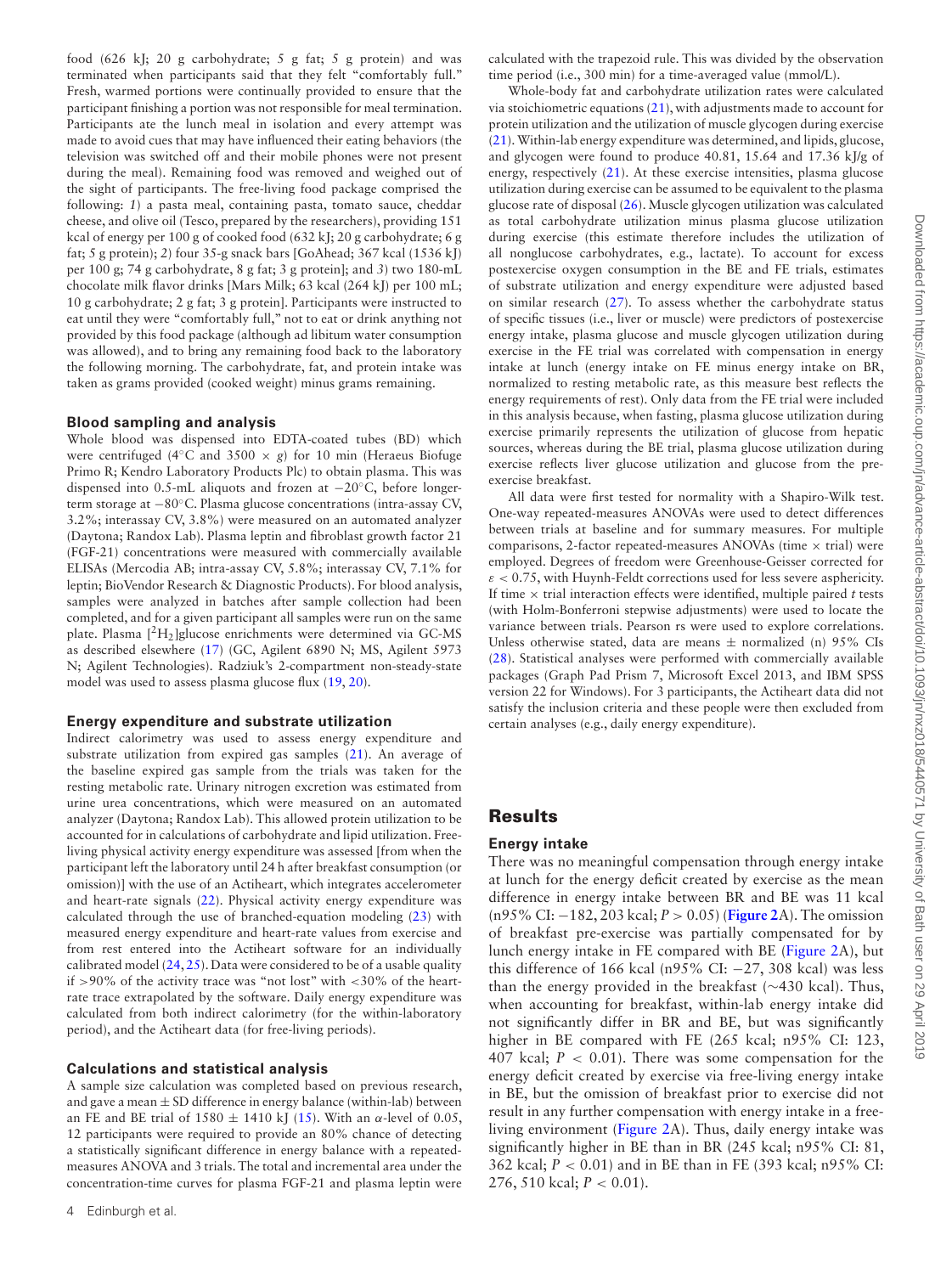food (626 kJ; 20 g carbohydrate; 5 g fat; 5 g protein) and was terminated when participants said that they felt "comfortably full." Fresh, warmed portions were continually provided to ensure that the participant finishing a portion was not responsible for meal termination. Participants ate the lunch meal in isolation and every attempt was made to avoid cues that may have influenced their eating behaviors (the television was switched off and their mobile phones were not present during the meal). Remaining food was removed and weighed out of the sight of participants. The free-living food package comprised the following: *1*) a pasta meal, containing pasta, tomato sauce, cheddar cheese, and olive oil (Tesco, prepared by the researchers), providing 151 kcal of energy per 100 g of cooked food (632 kJ; 20 g carbohydrate; 6 g fat; 5 g protein); *2*) four 35-g snack bars [GoAhead; 367 kcal (1536 kJ) per 100 g; 74 g carbohydrate, 8 g fat; 3 g protein]; and *3*) two 180-mL chocolate milk flavor drinks [Mars Milk; 63 kcal (264 kJ) per 100 mL; 10 g carbohydrate; 2 g fat; 3 g protein]. Participants were instructed to eat until they were "comfortably full," not to eat or drink anything not provided by this food package (although ad libitum water consumption was allowed), and to bring any remaining food back to the laboratory the following morning. The carbohydrate, fat, and protein intake was taken as grams provided (cooked weight) minus grams remaining.

### Blood sampling and analysis

Whole blood was dispensed into EDTA-coated tubes (BD) which were centrifuged (4°C and 3500 × *g*) for 10 min (Heraeus Biofuge Primo R; Kendro Laboratory Products Plc) to obtain plasma. This was dispensed into 0.5-mL aliquots and frozen at −20°C, before longer-term storage at −80°C. Plasma glucose concentrations (intra-assay CV, 3.2%; interassay CV, 3.8%) were measured on an automated analyzer (Daytona; Randox Lab). Plasma leptin and fibroblast growth factor 21 (FGF-21) concentrations were measured with commercially available ELISAs (Mercodia AB; intra-assay CV, 5.8%; interassay CV, 7.1% for leptin; BioVendor Research & Diagnostic Products). For blood analysis, samples were analyzed in batches after sample collection had been completed, and for a given participant all samples were run on the same plate. Plasma [$^{2}H_2$]glucose enrichments were determined via GC-MS as described elsewhere (17) (GC, Agilent 6890 N; MS, Agilent 5973 N; Agilent Technologies). Radziuk's 2-compartment non-steady-state model was used to assess plasma glucose flux (19, 20).

### Energy expenditure and substrate utilization

Indirect calorimetry was used to assess energy expenditure and substrate utilization from expired gas samples (21). An average of the baseline expired gas sample from the trials was taken for the resting metabolic rate. Urinary nitrogen excretion was estimated from urine urea concentrations, which were measured on an automated analyzer (Daytona; Randox Lab). This allowed protein utilization to be accounted for in calculations of carbohydrate and lipid utilization. Free-living physical activity energy expenditure was assessed [from when the participant left the laboratory until 24 h after breakfast consumption (or omission)] with the use of an Actiheart, which integrates accelerometer and heart-rate signals (22). Physical activity energy expenditure was calculated through the use of branched-equation modeling (23) with measured energy expenditure and heart-rate values from exercise and from rest entered into the Actiheart software for an individually calibrated model (24, 25). Data were considered to be of a usable quality if >90% of the activity trace was "not lost" with <30% of the heart-rate trace extrapolated by the software. Daily energy expenditure was calculated from both indirect calorimetry (for the within-laboratory period), and the Actiheart data (for free-living periods).

### Calculations and statistical analysis

A sample size calculation was completed based on previous research, and gave a mean ± SD difference in energy balance (within-lab) between an FE and BE trial of 1580 ± 1410 kJ (15). With an $\alpha$-level of 0.05, 12 participants were required to provide an 80% chance of detecting a statistically significant difference in energy balance with a repeated-measures ANOVA and 3 trials. The total and incremental area under the concentration-time curves for plasma FGF-21 and plasma leptin were calculated with the trapezoid rule. This was divided by the observation time period (i.e., 300 min) for a time-averaged value (mmol/L).

Whole-body fat and carbohydrate utilization rates were calculated via stoichiometric equations (21), with adjustments made to account for protein utilization and the utilization of muscle glycogen during exercise (21). Within-lab energy expenditure was determined, and lipids, glucose, and glycogen were found to produce 40.81, 15.64 and 17.36 kJ/g of energy, respectively (21). At these exercise intensities, plasma glucose utilization during exercise can be assumed to be equivalent to the plasma glucose rate of disposal (26). Muscle glycogen utilization was calculated as total carbohydrate utilization minus plasma glucose utilization during exercise (this estimate therefore includes the utilization of all nonglucose carbohydrates, e.g., lactate). To account for excess postexercise oxygen consumption in the BE and FE trials, estimates of substrate utilization and energy expenditure were adjusted based on similar research (27). To assess whether the carbohydrate status of specific tissues (i.e., liver or muscle) were predictors of postexercise energy intake, plasma glucose and muscle glycogen utilization during exercise in the FE trial was correlated with compensation in energy intake at lunch (energy intake on FE minus energy intake on BR, normalized to resting metabolic rate, as this measure best reflects the energy requirements of rest). Only data from the FE trial were included in this analysis because, when fasting, plasma glucose utilization during exercise primarily represents the utilization of glucose from hepatic sources, whereas during the BE trial, plasma glucose utilization during exercise reflects liver glucose utilization and glucose from the pre-exercise breakfast.

All data were first tested for normality with a Shapiro-Wilk test. One-way repeated-measures ANOVAs were used to detect differences between trials at baseline and for summary measures. For multiple comparisons, 2-factor repeated-measures ANOVAs (time × trial) were employed. Degrees of freedom were Greenhouse-Geisser corrected for $\varepsilon < 0.75$, with Huynh-Feldt corrections used for less severe asphericity. If time × trial interaction effects were identified, multiple paired *t* tests (with Holm-Bonferroni stepwise adjustments) were used to locate the variance between trials. Pearson rs were used to explore correlations. Unless otherwise stated, data are means ± normalized (n) 95% CIs (28). Statistical analyses were performed with commercially available packages (Graph Pad Prism 7, Microsoft Excel 2013, and IBM SPSS version 22 for Windows). For 3 participants, the Actiheart data did not satisfy the inclusion criteria and these people were then excluded from certain analyses (e.g., daily energy expenditure).

## Results

### Energy intake

There was no meaningful compensation through energy intake at lunch for the energy deficit created by exercise as the mean difference in energy intake between BR and BE was 11 kcal (n95% CI: −182, 203 kcal; $P > 0.05$) (**Figure 2**A). The omission of breakfast pre-exercise was partially compensated for by lunch energy intake in FE compared with BE (Figure 2A), but this difference of 166 kcal (n95% CI: −27, 308 kcal) was less than the energy provided in the breakfast (~430 kcal). Thus, when accounting for breakfast, within-lab energy intake did not significantly differ in BR and BE, but was significantly higher in BE compared with FE (265 kcal; n95% CI: 123, 407 kcal; $P < 0.01$). There was some compensation for the energy deficit created by exercise via free-living energy intake in BE, but the omission of breakfast prior to exercise did not result in any further compensation with energy intake in a free-living environment (Figure 2A). Thus, daily energy intake was significantly higher in BE than in BR (245 kcal; n95% CI: 81, 362 kcal; $P < 0.01$) and in BE than in FE (393 kcal; n95% CI: 276, 510 kcal; $P < 0.01$).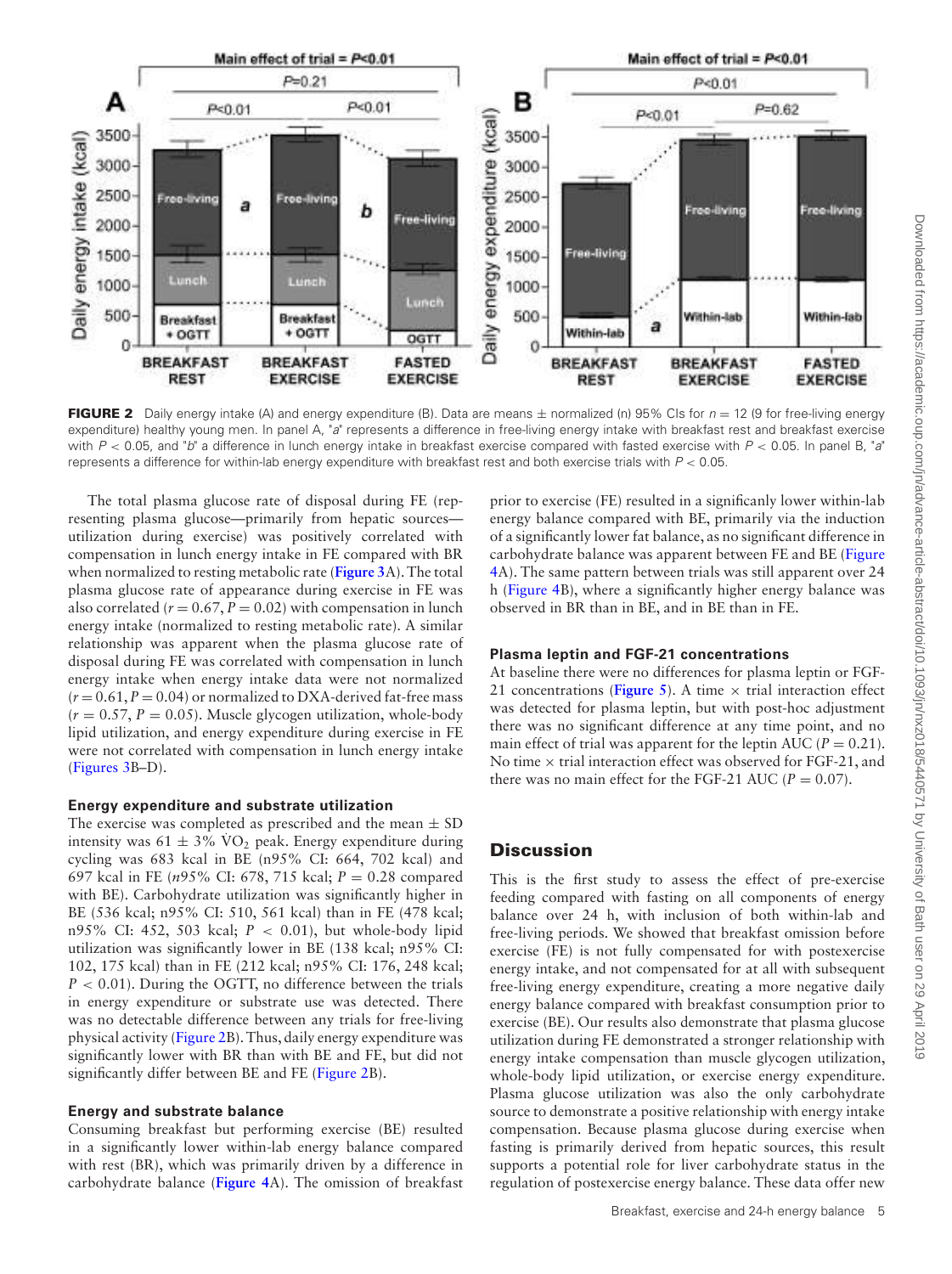Main effect of trial = P<0.01

P=0.21

P<0.01

P<0.01

A

Daily energy intake (kcal)

3500
3000
2500
2000
1500
1000
500
0

Free-living

a

Free-living

b

Free-living

Lunch

Lunch

Lunch

Breakfast + OGTT

Breakfast + OGTT

OGTT

BREAKFAST REST

BREAKFAST EXERCISE

FASTED EXERCISE

Main effect of trial = P<0.01

P<0.01

P<0.01

P=0.62

B

Daily energy expenditure (kcal)

3500
3000
2500
2000
1500
1000
500
0

Free-living

Free-living

Free-living

Within-lab

a

Within-lab

Within-lab

BREAKFAST REST

BREAKFAST EXERCISE

FASTED EXERCISE

**FIGURE 2** Daily energy intake (A) and energy expenditure (B). Data are means ± normalized (n) 95% CIs for $n = 12$ (9 for free-living energy expenditure) healthy young men. In panel A, "*a*" represents a difference in free-living energy intake with breakfast rest and breakfast exercise with $P < 0.05$, and "*b*" a difference in lunch energy intake in breakfast exercise compared with fasted exercise with $P < 0.05$. In panel B, "*a*" represents a difference for within-lab energy expenditure with breakfast rest and both exercise trials with $P < 0.05$.

The total plasma glucose rate of disposal during FE (representing plasma glucose—primarily from hepatic sources—utilization during exercise) was positively correlated with compensation in lunch energy intake in FE compared with BR when normalized to resting metabolic rate (**Figure 3**A). The total plasma glucose rate of appearance during exercise in FE was also correlated ($r = 0.67$, $P = 0.02$) with compensation in lunch energy intake (normalized to resting metabolic rate). A similar relationship was apparent when the plasma glucose rate of disposal during FE was correlated with compensation in lunch energy intake when energy intake data were not normalized ($r = 0.61$, $P = 0.04$) or normalized to DXA-derived fat-free mass ($r = 0.57$, $P = 0.05$). Muscle glycogen utilization, whole-body lipid utilization, and energy expenditure during exercise in FE were not correlated with compensation in lunch energy intake (Figures 3B–D).

### Energy expenditure and substrate utilization

The exercise was completed as prescribed and the mean ± SD intensity was 61 ± 3% $VO_2$ peak. Energy expenditure during cycling was 683 kcal in BE (n95% CI: 664, 702 kcal) and 697 kcal in FE (*n*95% CI: 678, 715 kcal; $P = 0.28$ compared with BE). Carbohydrate utilization was significantly higher in BE (536 kcal; n95% CI: 510, 561 kcal) than in FE (478 kcal; n95% CI: 452, 503 kcal; $P < 0.01$), but whole-body lipid utilization was significantly lower in BE (138 kcal; n95% CI: 102, 175 kcal) than in FE (212 kcal; n95% CI: 176, 248 kcal; $P < 0.01$). During the OGTT, no difference between the trials in energy expenditure or substrate use was detected. There was no detectable difference between any trials for free-living physical activity (Figure 2B). Thus, daily energy expenditure was significantly lower with BR than with BE and FE, but did not significantly differ between BE and FE (Figure 2B).

### Energy and substrate balance

Consuming breakfast but performing exercise (BE) resulted in a significantly lower within-lab energy balance compared with rest (BR), which was primarily driven by a difference in carbohydrate balance (**Figure 4**A). The omission of breakfast prior to exercise (FE) resulted in a significantly lower within-lab energy balance compared with BE, primarily via the induction of a significantly lower fat balance, as no significant difference in carbohydrate balance was apparent between FE and BE (Figure 4A). The same pattern between trials was still apparent over 24 h (Figure 4B), where a significantly higher energy balance was observed in BR than in BE, and in BE than in FE.

### Plasma leptin and FGF-21 concentrations

At baseline there were no differences for plasma leptin or FGF-21 concentrations (**Figure 5**). A time × trial interaction effect was detected for plasma leptin, but with post-hoc adjustment there was no significant difference at any time point, and no main effect of trial was apparent for the leptin AUC ($P = 0.21$). No time × trial interaction effect was observed for FGF-21, and there was no main effect for the FGF-21 AUC ($P = 0.07$).

## Discussion

This is the first study to assess the effect of pre-exercise feeding compared with fasting on all components of energy balance over 24 h, with inclusion of both within-lab and free-living periods. We showed that breakfast omission before exercise (FE) is not fully compensated for with postexercise energy intake, and not compensated for at all with subsequent free-living energy expenditure, creating a more negative daily energy balance compared with breakfast consumption prior to exercise (BE). Our results also demonstrate that plasma glucose utilization during FE demonstrated a stronger relationship with energy intake compensation than muscle glycogen utilization, whole-body lipid utilization, or exercise energy expenditure. Plasma glucose utilization was also the only carbohydrate source to demonstrate a positive relationship with energy intake compensation. Because plasma glucose during exercise when fasting is primarily derived from hepatic sources, this result supports a potential role for liver carbohydrate status in the regulation of postexercise energy balance. These data offer new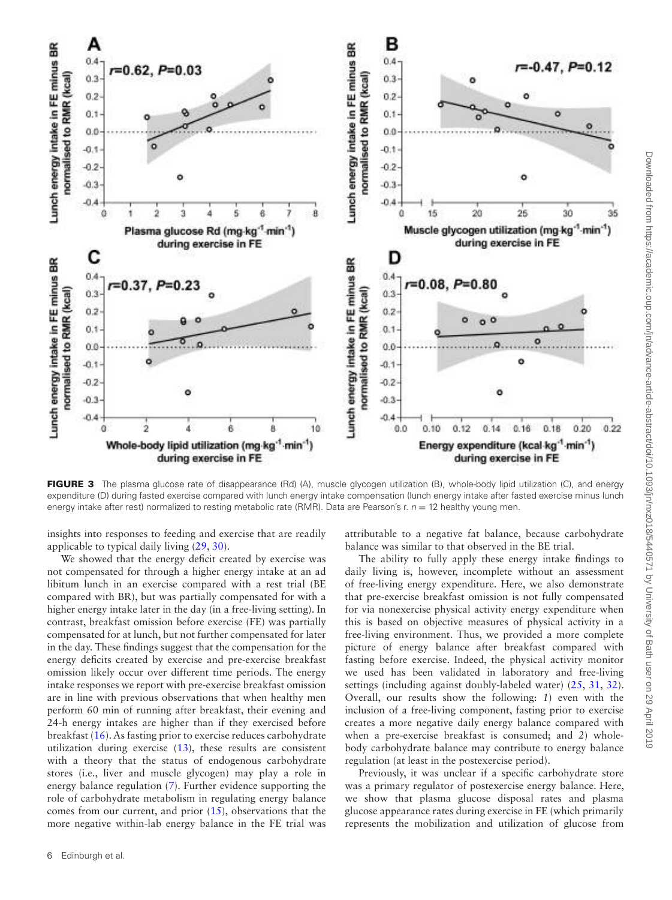A

r=0.62, P=0.03

Lunch energy intake in FE minus BR normalised to RMR (kcal)

0.4
0.3
0.2
0.1
0.0
-0.1
-0.2
-0.3
-0.4

0 1 2 3 4 5 6 7 8

Plasma glucose Rd (mg·kg$^{-1}$·min$^{-1}$) during exercise in FE

B

r=-0.47, P=0.12

Lunch energy intake in FE minus BR normalised to RMR (kcal)

0.4
0.3
0.2
0.1
0.0
-0.1
-0.2
-0.3
-0.4

0 15 20 25 30 35

Muscle glycogen utilization (mg·kg$^{-1}$·min$^{-1}$) during exercise in FE

C

r=0.37, P=0.23

Lunch energy intake in FE minus BR normalised to RMR (kcal)

0.4
0.3
0.2
0.1
0.0
-0.1
-0.2
-0.3
-0.4

0 2 4 6 8 10

Whole-body lipid utilization (mg·kg$^{-1}$·min$^{-1}$) during exercise in FE

D

r=0.08, P=0.80

Lunch energy intake in FE minus BR normalised to RMR (kcal)

0.4
0.3
0.2
0.1
0.0
-0.1
-0.2
-0.3
-0.4

0.0 0.10 0.12 0.14 0.16 0.18 0.20 0.22

Energy expenditure (kcal·kg$^{-1}$·min$^{-1}$) during exercise in FE

**FIGURE 3** The plasma glucose rate of disappearance (Rd) (A), muscle glycogen utilization (B), whole-body lipid utilization (C), and energy expenditure (D) during fasted exercise compared with lunch energy intake compensation (lunch energy intake after fasted exercise minus lunch energy intake after rest) normalized to resting metabolic rate (RMR). Data are Pearson's r. $n = 12$ healthy young men.

insights into responses to feeding and exercise that are readily applicable to typical daily living (29, 30).

We showed that the energy deficit created by exercise was not compensated for through a higher energy intake at an ad libitum lunch in an exercise compared with a rest trial (BE compared with BR), but was partially compensated for with a higher energy intake later in the day (in a free-living setting). In contrast, breakfast omission before exercise (FE) was partially compensated for at lunch, but not further compensated for later in the day. These findings suggest that the compensation for the energy deficits created by exercise and pre-exercise breakfast omission likely occur over different time periods. The energy intake responses we report with pre-exercise breakfast omission are in line with previous observations that when healthy men perform 60 min of running after breakfast, their evening and 24-h energy intakes are higher than if they exercised before breakfast (16). As fasting prior to exercise reduces carbohydrate utilization during exercise (13), these results are consistent with a theory that the status of endogenous carbohydrate stores (i.e., liver and muscle glycogen) may play a role in energy balance regulation (7). Further evidence supporting the role of carbohydrate metabolism in regulating energy balance comes from our current, and prior (15), observations that the more negative within-lab energy balance in the FE trial was attributable to a negative fat balance, because carbohydrate balance was similar to that observed in the BE trial.

The ability to fully apply these energy intake findings to daily living is, however, incomplete without an assessment of free-living energy expenditure. Here, we also demonstrate that pre-exercise breakfast omission is not fully compensated for via nonexercise physical activity energy expenditure when this is based on objective measures of physical activity in a free-living environment. Thus, we provided a more complete picture of energy balance after breakfast compared with fasting before exercise. Indeed, the physical activity monitor we used has been validated in laboratory and free-living settings (including against doubly-labeled water) (25, 31, 32). Overall, our results show the following: *1*) even with the inclusion of a free-living component, fasting prior to exercise creates a more negative daily energy balance compared with when a pre-exercise breakfast is consumed; and *2*) whole-body carbohydrate balance may contribute to energy balance regulation (at least in the postexercise period).

Previously, it was unclear if a specific carbohydrate store was a primary regulator of postexercise energy balance. Here, we show that plasma glucose disposal rates and plasma glucose appearance rates during exercise in FE (which primarily represents the mobilization and utilization of glucose from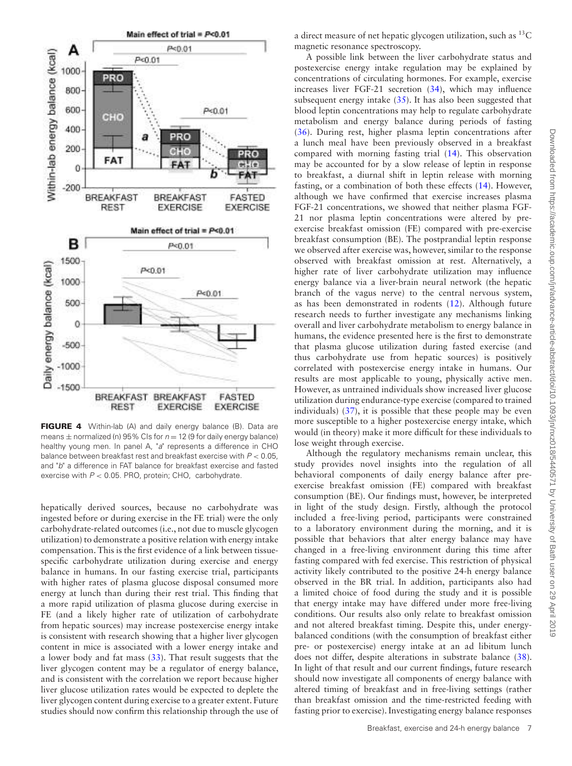Main effect of trial = P<0.01

A

P<0.01

P<0.01

P<0.01

Within-lab energy balance (kcal)

1000

800

600

400

200

0

-200

PRO

CHO

FAT

a

PRO

CHO

FAT

b

PRO

CHO

FAT

BREAKFAST REST

BREAKFAST EXERCISE

FASTED EXERCISE

Main effect of trial = P<0.01

B

P<0.01

P<0.01

P<0.01

Daily energy balance (kcal)

1500

1000

500

0

-500

-1000

-1500

BREAKFAST REST

BREAKFAST EXERCISE

FASTED EXERCISE

**FIGURE 4** Within-lab (A) and daily energy balance (B). Data are means ± normalized (n) 95% CIs for $n = 12$ (9 for daily energy balance) healthy young men. In panel A, "*a*" represents a difference in CHO balance between breakfast rest and breakfast exercise with $P < 0.05$, and "*b*" a difference in FAT balance for breakfast exercise and fasted exercise with $P < 0.05$. PRO, protein; CHO, carbohydrate.

hepatically derived sources, because no carbohydrate was ingested before or during exercise in the FE trial) were the only carbohydrate-related outcomes (i.e., not due to muscle glycogen utilization) to demonstrate a positive relation with energy intake compensation. This is the first evidence of a link between tissue-specific carbohydrate utilization during exercise and energy balance in humans. In our fasting exercise trial, participants with higher rates of plasma glucose disposal consumed more energy at lunch than during their rest trial. This finding that a more rapid utilization of plasma glucose during exercise in FE (and a likely higher rate of utilization of carbohydrate from hepatic sources) may increase postexercise energy intake is consistent with research showing that a higher liver glycogen content in mice is associated with a lower energy intake and a lower body and fat mass (33). That result suggests that the liver glycogen content may be a regulator of energy balance, and is consistent with the correlation we report because higher liver glucose utilization rates would be expected to deplete the liver glycogen content during exercise to a greater extent. Future studies should now confirm this relationship through the use of a direct measure of net hepatic glycogen utilization, such as $^{13}C$ magnetic resonance spectroscopy.

A possible link between the liver carbohydrate status and postexercise energy intake regulation may be explained by concentrations of circulating hormones. For example, exercise increases liver FGF-21 secretion (34), which may influence subsequent energy intake (35). It has also been suggested that blood leptin concentrations may help to regulate carbohydrate metabolism and energy balance during periods of fasting (36). During rest, higher plasma leptin concentrations after a lunch meal have been previously observed in a breakfast compared with morning fasting trial (14). This observation may be accounted for by a slow release of leptin in response to breakfast, a diurnal shift in leptin release with morning fasting, or a combination of both these effects (14). However, although we have confirmed that exercise increases plasma FGF-21 concentrations, we showed that neither plasma FGF-21 nor plasma leptin concentrations were altered by pre-exercise breakfast omission (FE) compared with pre-exercise breakfast consumption (BE). The postprandial leptin response we observed after exercise was, however, similar to the response observed with breakfast omission at rest. Alternatively, a higher rate of liver carbohydrate utilization may influence energy balance via a liver-brain neural network (the hepatic branch of the vagus nerve) to the central nervous system, as has been demonstrated in rodents (12). Although future research needs to further investigate any mechanisms linking overall and liver carbohydrate metabolism to energy balance in humans, the evidence presented here is the first to demonstrate that plasma glucose utilization during fasted exercise (and thus carbohydrate use from hepatic sources) is positively correlated with postexercise energy intake in humans. Our results are most applicable to young, physically active men. However, as untrained individuals show increased liver glucose utilization during endurance-type exercise (compared to trained individuals) (37), it is possible that these people may be even more susceptible to a higher postexercise energy intake, which would (in theory) make it more difficult for these individuals to lose weight through exercise.

Although the regulatory mechanisms remain unclear, this study provides novel insights into the regulation of all behavioral components of daily energy balance after pre-exercise breakfast omission (FE) compared with breakfast consumption (BE). Our findings must, however, be interpreted in light of the study design. Firstly, although the protocol included a free-living period, participants were constrained to a laboratory environment during the morning, and it is possible that behaviors that alter energy balance may have changed in a free-living environment during this time after fasting compared with fed exercise. This restriction of physical activity likely contributed to the positive 24-h energy balance observed in the BR trial. In addition, participants also had a limited choice of food during the study and it is possible that energy intake may have differed under more free-living conditions. Our results also only relate to breakfast omission and not altered breakfast timing. Despite this, under energy-balanced conditions (with the consumption of breakfast either pre- or postexercise) energy intake at an ad libitum lunch does not differ, despite alterations in substrate balance (38). In light of that result and our current findings, future research should now investigate all components of energy balance with altered timing of breakfast and in free-living settings (rather than breakfast omission and the time-restricted feeding with fasting prior to exercise). Investigating energy balance responses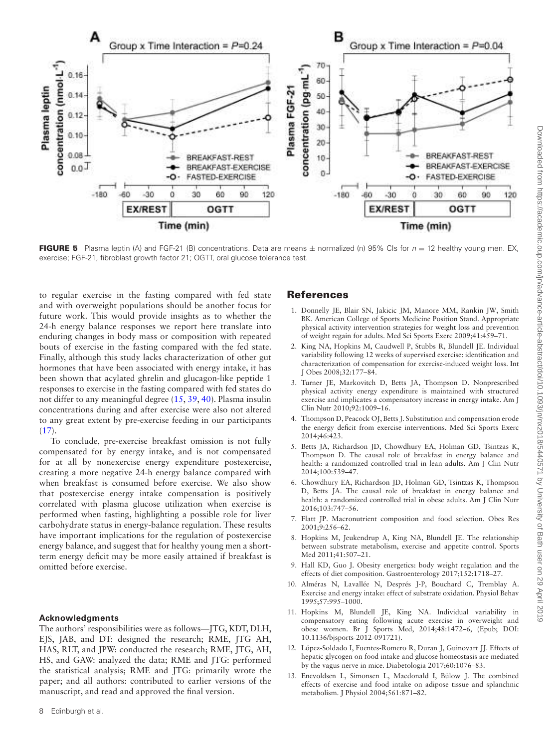A

Group x Time Interaction = P=0.24

Plasma leptin concentration (nmol·L⁻¹)

0.16
0.14
0.12
0.10
0.08
0.0

BREAKFAST-REST
BREAKFAST-EXERCISE
FASTED-EXERCISE

-180 -60 -30 0 30 60 90 120

EX/REST OGTT

Time (min)

B

Group x Time Interaction = P=0.04

Plasma FGF-21 concentration (pg·mL⁻¹)

70
60
50
40
30
20
10
0

BREAKFAST-REST
BREAKFAST-EXERCISE
FASTED-EXERCISE

-180 -60 -30 0 30 60 90 120

EX/REST OGTT

Time (min)

**FIGURE 5** Plasma leptin (A) and FGF-21 (B) concentrations. Data are means ± normalized (n) 95% CIs for $n = 12$ healthy young men. EX, exercise; FGF-21, fibroblast growth factor 21; OGTT, oral glucose tolerance test.

to regular exercise in the fasting compared with fed state and with overweight populations should be another focus for future work. This would provide insights as to whether the 24-h energy balance responses we report here translate into enduring changes in body mass or composition with repeated bouts of exercise in the fasting compared with the fed state. Finally, although this study lacks characterization of other gut hormones that have been associated with energy intake, it has been shown that acylated ghrelin and glucagon-like peptide 1 responses to exercise in the fasting compared with fed states do not differ to any meaningful degree (15, 39, 40). Plasma insulin concentrations during and after exercise were also not altered to any great extent by pre-exercise feeding in our participants (17).

To conclude, pre-exercise breakfast omission is not fully compensated for by energy intake, and is not compensated for at all by nonexercise energy expenditure postexercise, creating a more negative 24-h energy balance compared with when breakfast is consumed before exercise. We also show that postexercise energy intake compensation is positively correlated with plasma glucose utilization when exercise is performed when fasting, highlighting a possible role for liver carbohydrate status in energy-balance regulation. These results have important implications for the regulation of postexercise energy balance, and suggest that for healthy young men a short-term energy deficit may be more easily attained if breakfast is omitted before exercise.

### Acknowledgments

The authors' responsibilities were as follows—JTG, KDT, DLH, EJS, JAB, and DT: designed the research; RME, JTG AH, HAS, RLT, and JPW: conducted the research; RME, JTG, AH, HS, and GAW: analyzed the data; RME and JTG: performed the statistical analysis; RME and JTG: primarily wrote the paper; and all authors: contributed to earlier versions of the manuscript, and read and approved the final version.

## References

1. Donnelly JE, Blair SN, Jakicic JM, Manore MM, Rankin JW, Smith BK. American College of Sports Medicine Position Stand. Appropriate physical activity intervention strategies for weight loss and prevention of weight regain for adults. Med Sci Sports Exerc 2009;41:459–71.
2. King NA, Hopkins M, Caudwell P, Stubbs R, Blundell JE. Individual variability following 12 weeks of supervised exercise: identification and characterization of compensation for exercise-induced weight loss. Int J Obes 2008;32:177–84.
3. Turner JE, Markovitch D, Betts JA, Thompson D. Nonprescribed physical activity energy expenditure is maintained with structured exercise and implicates a compensatory increase in energy intake. Am J Clin Nutr 2010;92:1009–16.
4. Thompson D, Peacock OJ, Betts J. Substitution and compensation erode the energy deficit from exercise interventions. Med Sci Sports Exerc 2014;46:423.
5. Betts JA, Richardson JD, Chowdhury EA, Holman GD, Tsintzas K, Thompson D. The causal role of breakfast in energy balance and health: a randomized controlled trial in lean adults. Am J Clin Nutr 2014;100:539–47.
6. Chowdhury EA, Richardson JD, Holman GD, Tsintzas K, Thompson D, Betts JA. The causal role of breakfast in energy balance and health: a randomized controlled trial in obese adults. Am J Clin Nutr 2016;103:747–56.
7. Flatt JP. Macronutrient composition and food selection. Obes Res 2001;9:256–62.
8. Hopkins M, Jeukendrup A, King NA, Blundell JE. The relationship between substrate metabolism, exercise and appetite control. Sports Med 2011;41:507–21.
9. Hall KD, Guo J. Obesity energetics: body weight regulation and the effects of diet composition. Gastroenterology 2017;152:1718–27.
10. Alméras N, Lavallée N, Després J-P, Bouchard C, Tremblay A. Exercise and energy intake: effect of substrate oxidation. Physiol Behav 1995;57:995–1000.
11. Hopkins M, Blundell JE, King NA. Individual variability in compensatory eating following acute exercise in overweight and obese women. Br J Sports Med, 2014;48:1472–6, (Epub; DOI: 10.1136/bjsports-2012-091721).
12. López-Soldado I, Fuentes-Romero R, Duran J, Guinovart JJ. Effects of hepatic glycogen on food intake and glucose homeostasis are mediated by the vagus nerve in mice. Diabetologia 2017;60:1076–83.
13. Enevoldsen L, Simonsen L, Macdonald I, Bülow J. The combined effects of exercise and food intake on adipose tissue and splanchnic metabolism. J Physiol 2004;561:871–82.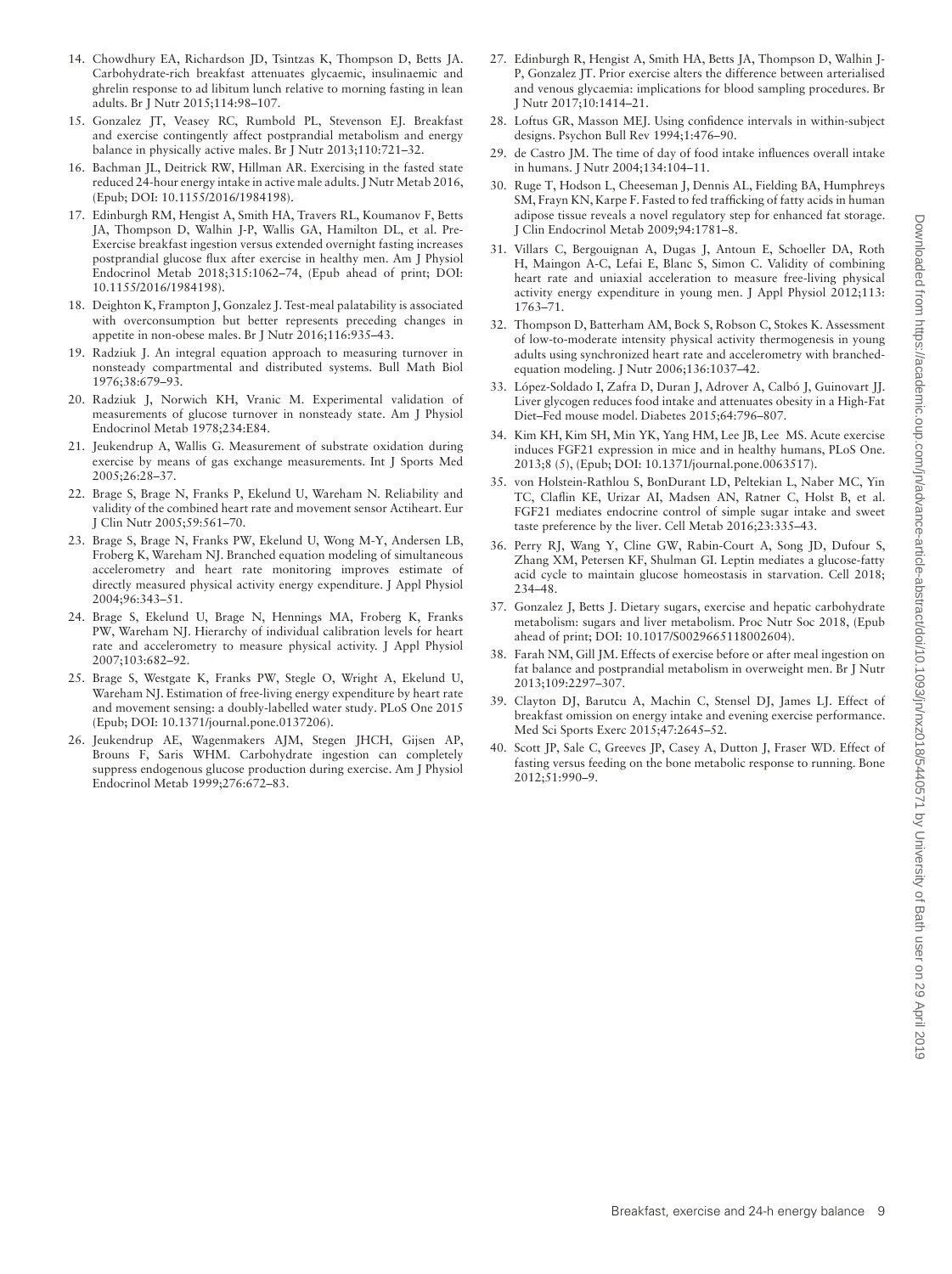14. Chowdhury EA, Richardson JD, Tsintzas K, Thompson D, Betts JA. Carbohydrate-rich breakfast attenuates glycaemic, insulinaemic and ghrelin response to ad libitum lunch relative to morning fasting in lean adults. Br J Nutr 2015;114:98–107.
15. Gonzalez JT, Veasey RC, Rumbold PL, Stevenson EJ. Breakfast and exercise contingently affect postprandial metabolism and energy balance in physically active males. Br J Nutr 2013;110:721–32.
16. Bachman JL, Deitrick RW, Hillman AR. Exercising in the fasted state reduced 24-hour energy intake in active male adults. J Nutr Metab 2016, (Epub; DOI: 10.1155/2016/1984198).
17. Edinburgh RM, Hengist A, Smith HA, Travers RL, Koumanov F, Betts JA, Thompson D, Walhin J-P, Wallis GA, Hamilton DL, et al. Pre-Exercise breakfast ingestion versus extended overnight fasting increases postprandial glucose flux after exercise in healthy men. Am J Physiol Endocrinol Metab 2018;315:1062–74, (Epub ahead of print; DOI: 10.1155/2016/1984198).
18. Deighton K, Frampton J, Gonzalez J. Test-meal palatability is associated with overconsumption but better represents preceding changes in appetite in non-obese males. Br J Nutr 2016;116:935–43.
19. Radziuk J. An integral equation approach to measuring turnover in nonsteady compartmental and distributed systems. Bull Math Biol 1976;38:679–93.
20. Radziuk J, Norwich KH, Vranic M. Experimental validation of measurements of glucose turnover in nonsteady state. Am J Physiol Endocrinol Metab 1978;234:E84.
21. Jeukendrup A, Wallis G. Measurement of substrate oxidation during exercise by means of gas exchange measurements. Int J Sports Med 2005;26:28–37.
22. Brage S, Brage N, Franks P, Ekelund U, Wareham N. Reliability and validity of the combined heart rate and movement sensor Actiheart. Eur J Clin Nutr 2005;59:561–70.
23. Brage S, Brage N, Franks PW, Ekelund U, Wong M-Y, Andersen LB, Froberg K, Wareham NJ. Branched equation modeling of simultaneous accelerometry and heart rate monitoring improves estimate of directly measured physical activity energy expenditure. J Appl Physiol 2004;96:343–51.
24. Brage S, Ekelund U, Brage N, Hennings MA, Froberg K, Franks PW, Wareham NJ. Hierarchy of individual calibration levels for heart rate and accelerometry to measure physical activity. J Appl Physiol 2007;103:682–92.
25. Brage S, Westgate K, Franks PW, Stegle O, Wright A, Ekelund U, Wareham NJ. Estimation of free-living energy expenditure by heart rate and movement sensing: a doubly-labelled water study. PLoS One 2015 (Epub; DOI: 10.1371/journal.pone.0137206).
26. Jeukendrup AE, Wagenmakers AJM, Stegen JHCH, Gijsen AP, Brouns F, Saris WHM. Carbohydrate ingestion can completely suppress endogenous glucose production during exercise. Am J Physiol Endocrinol Metab 1999;276:672–83.
27. Edinburgh R, Hengist A, Smith HA, Betts JA, Thompson D, Walhin J-P, Gonzalez JT. Prior exercise alters the difference between arterialised and venous glycaemia: implications for blood sampling procedures. Br J Nutr 2017;10:1414–21.
28. Loftus GR, Masson MEJ. Using confidence intervals in within-subject designs. Psychon Bull Rev 1994;1:476–90.
29. de Castro JM. The time of day of food intake influences overall intake in humans. J Nutr 2004;134:104–11.
30. Ruge T, Hodson L, Cheeseman J, Dennis AL, Fielding BA, Humphreys SM, Frayn KN, Karpe F. Fasted to fed trafficking of fatty acids in human adipose tissue reveals a novel regulatory step for enhanced fat storage. J Clin Endocrinol Metab 2009;94:1781–8.
31. Villars C, Bergouignan A, Dugas J, Antoun E, Schoeller DA, Roth H, Maingon A-C, Lefai E, Blanc S, Simon C. Validity of combining heart rate and uniaxial acceleration to measure free-living physical activity energy expenditure in young men. J Appl Physiol 2012;113: 1763–71.
32. Thompson D, Batterham AM, Bock S, Robson C, Stokes K. Assessment of low-to-moderate intensity physical activity thermogenesis in young adults using synchronized heart rate and accelerometry with branched-equation modeling. J Nutr 2006;136:1037–42.
33. López-Soldado I, Zafra D, Duran J, Adrover A, Calbó J, Guinovart JJ. Liver glycogen reduces food intake and attenuates obesity in a High-Fat Diet–Fed mouse model. Diabetes 2015;64:796–807.
34. Kim KH, Kim SH, Min YK, Yang HM, Lee JB, Lee MS. Acute exercise induces FGF21 expression in mice and in healthy humans, PLoS One. 2013;8 (5), (Epub; DOI: 10.1371/journal.pone.0063517).
35. von Holstein-Rathlou S, BonDurant LD, Peltekian L, Naber MC, Yin TC, Claflin KE, Urizar AI, Madsen AN, Ratner C, Holst B, et al. FGF21 mediates endocrine control of simple sugar intake and sweet taste preference by the liver. Cell Metab 2016;23:335–43.
36. Perry RJ, Wang Y, Cline GW, Rabin-Court A, Song JD, Dufour S, Zhang XM, Petersen KF, Shulman GI. Leptin mediates a glucose-fatty acid cycle to maintain glucose homeostasis in starvation. Cell 2018; 234–48.
37. Gonzalez J, Betts J. Dietary sugars, exercise and hepatic carbohydrate metabolism: sugars and liver metabolism. Proc Nutr Soc 2018, (Epub ahead of print; DOI: 10.1017/S0029665118002604).
38. Farah NM, Gill JM. Effects of exercise before or after meal ingestion on fat balance and postprandial metabolism in overweight men. Br J Nutr 2013;109:2297–307.
39. Clayton DJ, Barutcu A, Machin C, Stensel DJ, James LJ. Effect of breakfast omission on energy intake and evening exercise performance. Med Sci Sports Exerc 2015;47:2645–52.
40. Scott JP, Sale C, Greeves JP, Casey A, Dutton J, Fraser WD. Effect of fasting versus feeding on the bone metabolic response to running. Bone 2012;51:990–9.